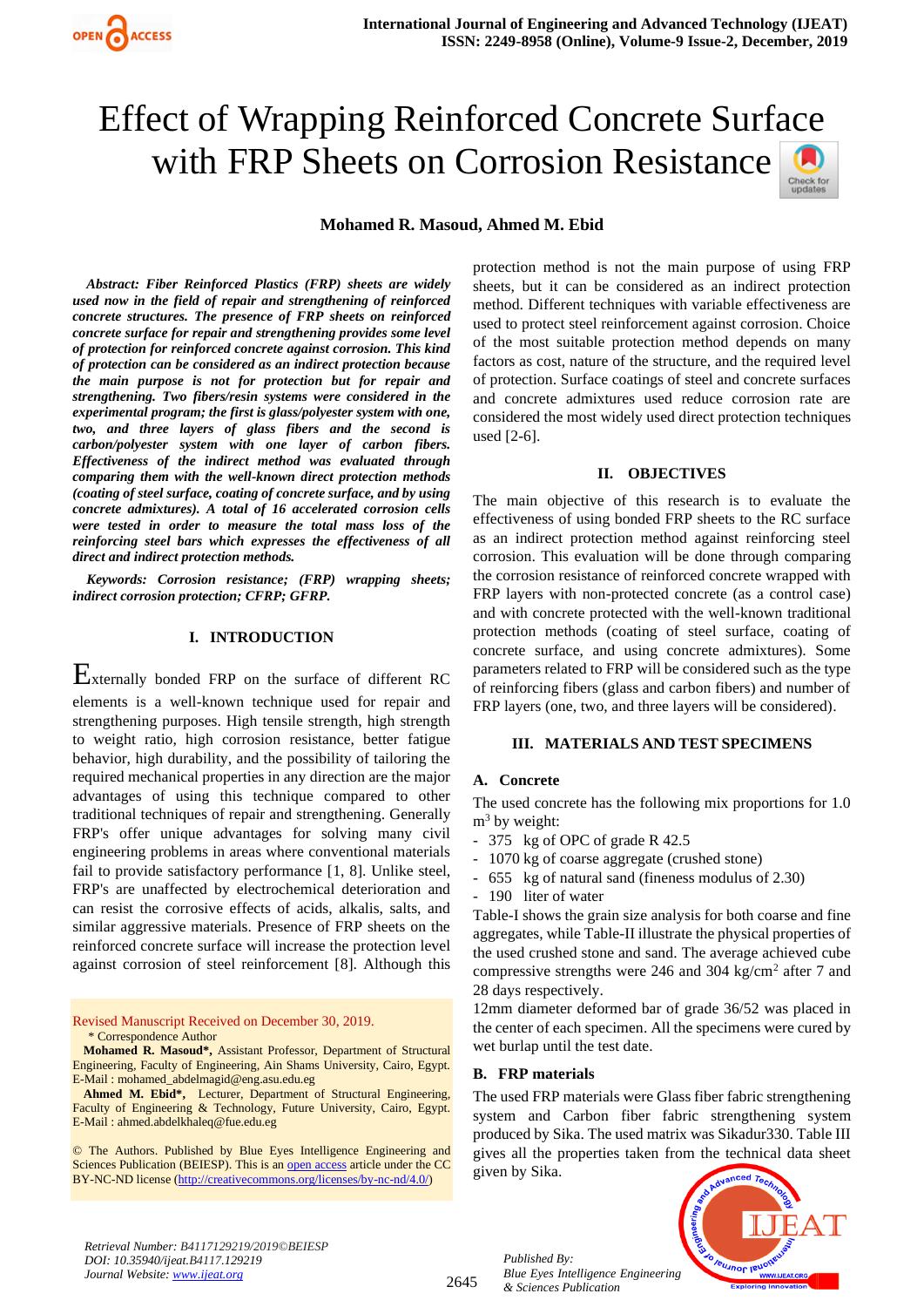# Effect of Wrapping Reinforced Concrete Surface with FRP Sheets on Corrosion Resistance

**Mohamed R. Masoud, Ahmed M. Ebid**

***Abstract: Fiber Reinforced Plastics (FRP) sheets are widely used now in the field of repair and strengthening of reinforced concrete structures. The presence of FRP sheets on reinforced concrete surface for repair and strengthening provides some level of protection for reinforced concrete against corrosion. This kind of protection can be considered as an indirect protection because the main purpose is not for protection but for repair and strengthening. Two fibers/resin systems were considered in the experimental program; the first is glass/polyester system with one, two, and three layers of glass fibers and the second is carbon/polyester system with one layer of carbon fibers. Effectiveness of the indirect method was evaluated through comparing them with the well-known direct protection methods (coating of steel surface, coating of concrete surface, and by using concrete admixtures). A total of 16 accelerated corrosion cells were tested in order to measure the total mass loss of the reinforcing steel bars which expresses the effectiveness of all direct and indirect protection methods.***

***Keywords: Corrosion resistance; (FRP) wrapping sheets; indirect corrosion protection; CFRP; GFRP.***

## I. INTRODUCTION

Externally bonded FRP on the surface of different RC elements is a well-known technique used for repair and strengthening purposes. High tensile strength, high strength to weight ratio, high corrosion resistance, better fatigue behavior, high durability, and the possibility of tailoring the required mechanical properties in any direction are the major advantages of using this technique compared to other traditional techniques of repair and strengthening. Generally FRP's offer unique advantages for solving many civil engineering problems in areas where conventional materials fail to provide satisfactory performance [1, 8]. Unlike steel, FRP's are unaffected by electrochemical deterioration and can resist the corrosive effects of acids, alkalis, salts, and similar aggressive materials. Presence of FRP sheets on the reinforced concrete surface will increase the protection level against corrosion of steel reinforcement [8]. Although this protection method is not the main purpose of using FRP sheets, but it can be considered as an indirect protection method. Different techniques with variable effectiveness are used to protect steel reinforcement against corrosion. Choice of the most suitable protection method depends on many factors as cost, nature of the structure, and the required level of protection. Surface coatings of steel and concrete surfaces and concrete admixtures used reduce corrosion rate are considered the most widely used direct protection techniques used [2-6].

Revised Manuscript Received on December 30, 2019.

\* Correspondence Author

**Mohamed R. Masoud\***, Assistant Professor, Department of Structural Engineering, Faculty of Engineering, Ain Shams University, Cairo, Egypt. E-Mail : mohamed_abdelmagid@eng.asu.edu.eg

**Ahmed M. Ebid\***, Lecturer, Department of Structural Engineering, Faculty of Engineering & Technology, Future University, Cairo, Egypt. E-Mail : ahmed.abdelkhaleq@fue.edu.eg

© The Authors. Published by Blue Eyes Intelligence Engineering and Sciences Publication (BEIESP). This is an open access article under the CC BY-NC-ND license (http://creativecommons.org/licenses/by-nc-nd/4.0/)

## II. OBJECTIVES

The main objective of this research is to evaluate the effectiveness of using bonded FRP sheets to the RC surface as an indirect protection method against reinforcing steel corrosion. This evaluation will be done through comparing the corrosion resistance of reinforced concrete wrapped with FRP layers with non-protected concrete (as a control case) and with concrete protected with the well-known traditional protection methods (coating of steel surface, coating of concrete surface, and using concrete admixtures). Some parameters related to FRP will be considered such as the type of reinforcing fibers (glass and carbon fibers) and number of FRP layers (one, two, and three layers will be considered).

## III. MATERIALS AND TEST SPECIMENS

### A. Concrete

The used concrete has the following mix proportions for 1.0 $m^3$ by weight:

- 375 kg of OPC of grade R 42.5
- 1070 kg of coarse aggregate (crushed stone)
- 655 kg of natural sand (fineness modulus of 2.30)
- 190 liter of water

Table-I shows the grain size analysis for both coarse and fine aggregates, while Table-II illustrate the physical properties of the used crushed stone and sand. The average achieved cube compressive strengths were 246 and 304 $kg/cm^2$ after 7 and 28 days respectively.

12mm diameter deformed bar of grade 36/52 was placed in the center of each specimen. All the specimens were cured by wet burlap until the test date.

### B. FRP materials

The used FRP materials were Glass fiber fabric strengthening system and Carbon fiber fabric strengthening system produced by Sika. The used matrix was Sikadur330. Table III gives all the properties taken from the technical data sheet given by Sika.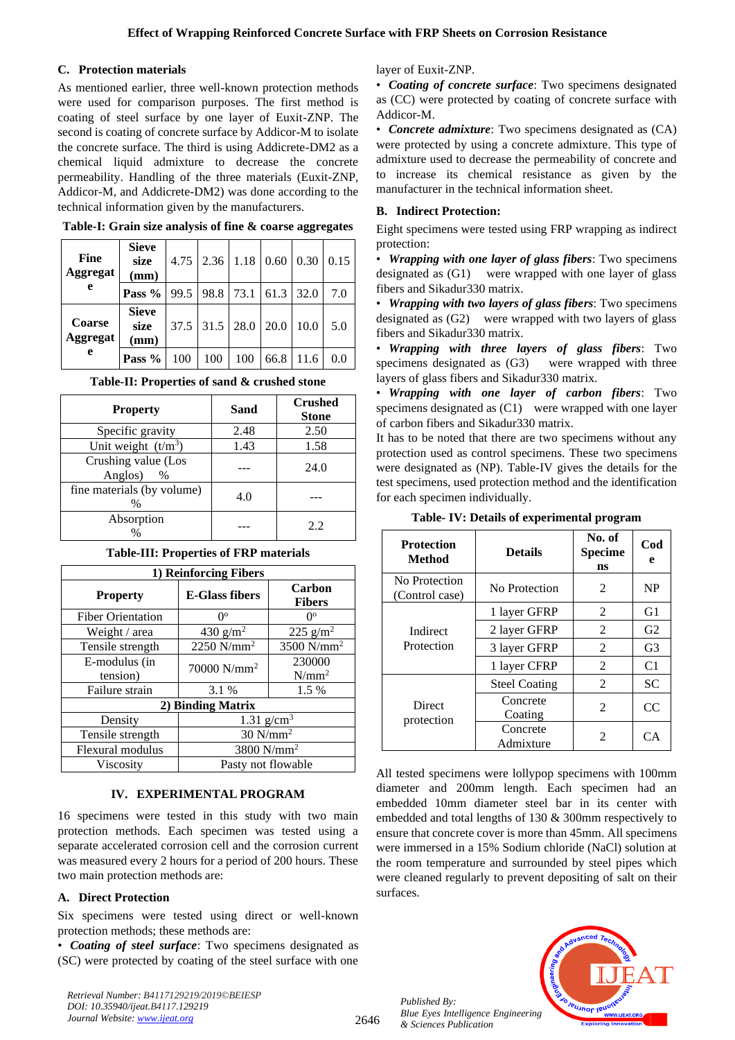### C. Protection materials

As mentioned earlier, three well-known protection methods were used for comparison purposes. The first method is coating of steel surface by one layer of Euxit-ZNP. The second is coating of concrete surface by Addicor-M to isolate the concrete surface. The third is using Addicrete-DM2 as a chemical liquid admixture to decrease the concrete permeability. Handling of the three materials (Euxit-ZNP, Addicor-M, and Addicrete-DM2) was done according to the technical information given by the manufacturers.

**Table-I: Grain size analysis of fine & coarse aggregates**

| | | | | | | | |
|---|---|---|---|---|---|---|---|
| **Fine Aggregate** | **Sieve size (mm)** | 4.75 | 2.36 | 1.18 | 0.60 | 0.30 | 0.15 |
| | **Pass %** | 99.5 | 98.8 | 73.1 | 61.3 | 32.0 | 7.0 |
| **Coarse Aggregate** | **Sieve size (mm)** | 37.5 | 31.5 | 28.0 | 20.0 | 10.0 | 5.0 |
| | **Pass %** | 100 | 100 | 100 | 66.8 | 11.6 | 0.0 |

**Table-II: Properties of sand & crushed stone**

| Property | Sand | Crushed Stone |
|---|---|---|
| Specific gravity | 2.48 | 2.50 |
| Unit weight $(t/m^3)$ | 1.43 | 1.58 |
| Crushing value (Los Anglos) % | --- | 24.0 |
| fine materials (by volume) % | 4.0 | --- |
| Absorption % | --- | 2.2 |

**Table-III: Properties of FRP materials**

| 1) Reinforcing Fibers | | |
|---|---|---|
| **Property** | **E-Glass fibers** | **Carbon Fibers** |
| Fiber Orientation | 0° | 0° |
| Weight / area | 430 $g/m^2$ | 225 $g/m^2$ |
| Tensile strength | 2250 $N/mm^2$ | 3500 $N/mm^2$ |
| E-modulus (in tension) | 70000 $N/mm^2$ | 230000 $N/mm^2$ |
| Failure strain | 3.1 % | 1.5 % |
| **2) Binding Matrix** | | |
| Density | 1.31 $g/cm^3$ | |
| Tensile strength | 30 $N/mm^2$ | |
| Flexural modulus | 3800 $N/mm^2$ | |
| Viscosity | Pasty not flowable | |

## IV. EXPERIMENTAL PROGRAM

16 specimens were tested in this study with two main protection methods. Each specimen was tested using a separate accelerated corrosion cell and the corrosion current was measured every 2 hours for a period of 200 hours. These two main protection methods are:

### A. Direct Protection

Six specimens were tested using direct or well-known protection methods; these methods are:

• ***Coating of steel surface***: Two specimens designated as (SC) were protected by coating of the steel surface with one layer of Euxit-ZNP.

• ***Coating of concrete surface***: Two specimens designated as (CC) were protected by coating of concrete surface with Addicor-M.

• ***Concrete admixture***: Two specimens designated as (CA) were protected by using a concrete admixture. This type of admixture used to decrease the permeability of concrete and to increase its chemical resistance as given by the manufacturer in the technical information sheet.

### B. Indirect Protection:

Eight specimens were tested using FRP wrapping as indirect protection:

• ***Wrapping with one layer of glass fibers***: Two specimens designated as (G1) were wrapped with one layer of glass fibers and Sikadur330 matrix.

• ***Wrapping with two layers of glass fibers***: Two specimens designated as (G2) were wrapped with two layers of glass fibers and Sikadur330 matrix.

• ***Wrapping with three layers of glass fibers***: Two specimens designated as (G3) were wrapped with three layers of glass fibers and Sikadur330 matrix.

• ***Wrapping with one layer of carbon fibers***: Two specimens designated as (C1) were wrapped with one layer of carbon fibers and Sikadur330 matrix.

It has to be noted that there are two specimens without any protection used as control specimens. These two specimens were designated as (NP). Table-IV gives the details for the test specimens, used protection method and the identification for each specimen individually.

**Table- IV: Details of experimental program**

| Protection Method | Details | No. of Specimens | Code |
|---|---|---|---|
| No Protection (Control case) | No Protection | 2 | NP |
| Indirect Protection | 1 layer GFRP | 2 | G1 |
| | 2 layer GFRP | 2 | G2 |
| | 3 layer GFRP | 2 | G3 |
| | 1 layer CFRP | 2 | C1 |
| Direct protection | Steel Coating | 2 | SC |
| | Concrete Coating | 2 | CC |
| | Concrete Admixture | 2 | CA |

All tested specimens were lollypop specimens with 100mm diameter and 200mm length. Each specimen had an embedded 10mm diameter steel bar in its center with embedded and total lengths of 130 & 300mm respectively to ensure that concrete cover is more than 45mm. All specimens were immersed in a 15% Sodium chloride (NaCl) solution at the room temperature and surrounded by steel pipes which were cleaned regularly to prevent depositing of salt on their surfaces.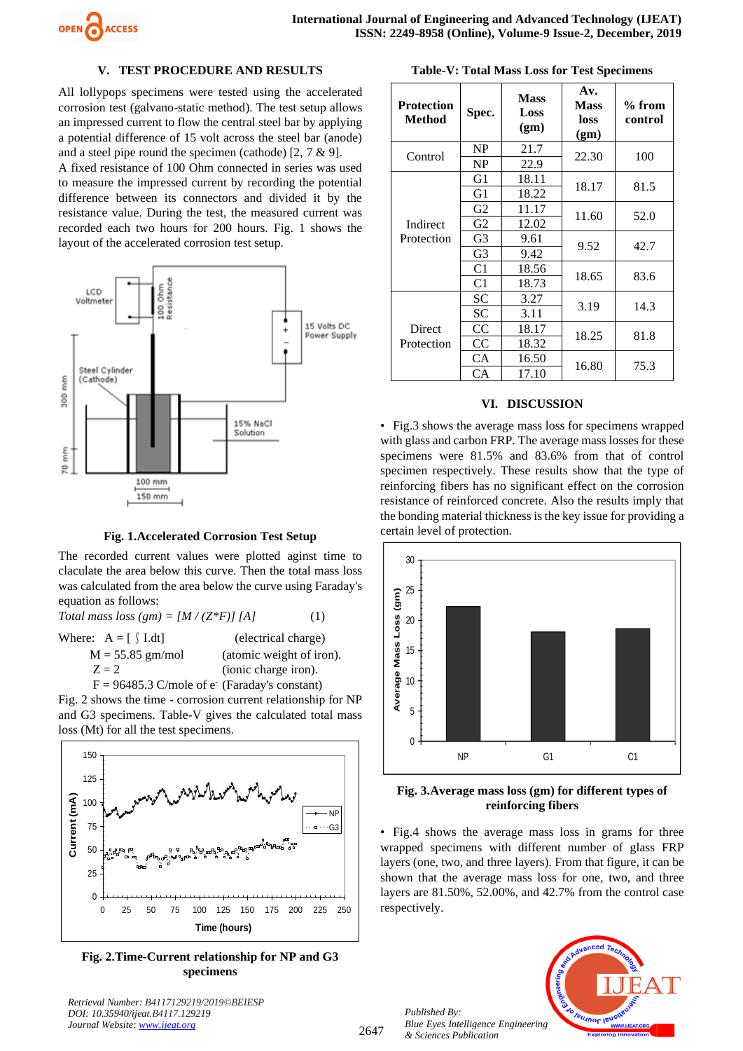## V. TEST PROCEDURE AND RESULTS

All lollypops specimens were tested using the accelerated corrosion test (galvano-static method). The test setup allows an impressed current to flow the central steel bar by applying a potential difference of 15 volt across the steel bar (anode) and a steel pipe round the specimen (cathode) [2, 7 & 9].

A fixed resistance of 100 Ohm connected in series was used to measure the impressed current by recording the potential difference between its connectors and divided it by the resistance value. During the test, the measured current was recorded each two hours for 200 hours. Fig. 1 shows the layout of the accelerated corrosion test setup.

LCD Voltmeter
100 Ohm Resistance
15 Volts DC Power Supply
+
-
Steel Cylinder (Cathode)
300 mm
15% NaCl Solution
70 mm
100 mm
150 mm

**Fig. 1.Accelerated Corrosion Test Setup**

The recorded current values were plotted aginst time to claculate the area below this curve. Then the total mass loss was calculated from the area below the curve using Faraday's equation as follows:

*Total mass loss (gm) = [M / (Z*F)] [A]* (1)

Where: A = [ ∫ I.dt] (electrical charge)

M = 55.85 gm/mol (atomic weight of iron).

Z = 2 (ionic charge iron).

F = 96485.3 C/mole of $e^-$ (Faraday's constant)

Fig. 2 shows the time - corrosion current relationship for NP and G3 specimens. Table-V gives the calculated total mass loss (Mt) for all the test specimens.

Current (mA)
150
125
100
75
50
25
0
0 25 50 75 100 125 150 175 200 225 250
Time (hours)
NP
G3

**Fig. 2.Time-Current relationship for NP and G3 specimens**

**Table-V: Total Mass Loss for Test Specimens**

| Protection Method | Spec. | Mass Loss (gm) | Av. Mass loss (gm) | % from control |
|---|---|---|---|---|
| Control | NP | 21.7 | 22.30 | 100 |
| | NP | 22.9 | | |
| Indirect Protection | G1 | 18.11 | 18.17 | 81.5 |
| | G1 | 18.22 | | |
| | G2 | 11.17 | 11.60 | 52.0 |
| | G2 | 12.02 | | |
| | G3 | 9.61 | 9.52 | 42.7 |
| | G3 | 9.42 | | |
| | C1 | 18.56 | 18.65 | 83.6 |
| | C1 | 18.73 | | |
| Direct Protection | SC | 3.27 | 3.19 | 14.3 |
| | SC | 3.11 | | |
| | CC | 18.17 | 18.25 | 81.8 |
| | CC | 18.32 | | |
| | CA | 16.50 | 16.80 | 75.3 |
| | CA | 17.10 | | |

## VI. DISCUSSION

- Fig.3 shows the average mass loss for specimens wrapped with glass and carbon FRP. The average mass losses for these specimens were 81.5% and 83.6% from that of control specimen respectively. These results show that the type of reinforcing fibers has no significant effect on the corrosion resistance of reinforced concrete. Also the results imply that the bonding material thickness is the key issue for providing a certain level of protection.

Average Mass Loss (gm)
30
25
20
15
10
5
0
NP G1 C1

**Fig. 3.Average mass loss (gm) for different types of reinforcing fibers**

- Fig.4 shows the average mass loss in grams for three wrapped specimens with different number of glass FRP layers (one, two, and three layers). From that figure, it can be shown that the average mass loss for one, two, and three layers are 81.50%, 52.00%, and 42.7% from the control case respectively.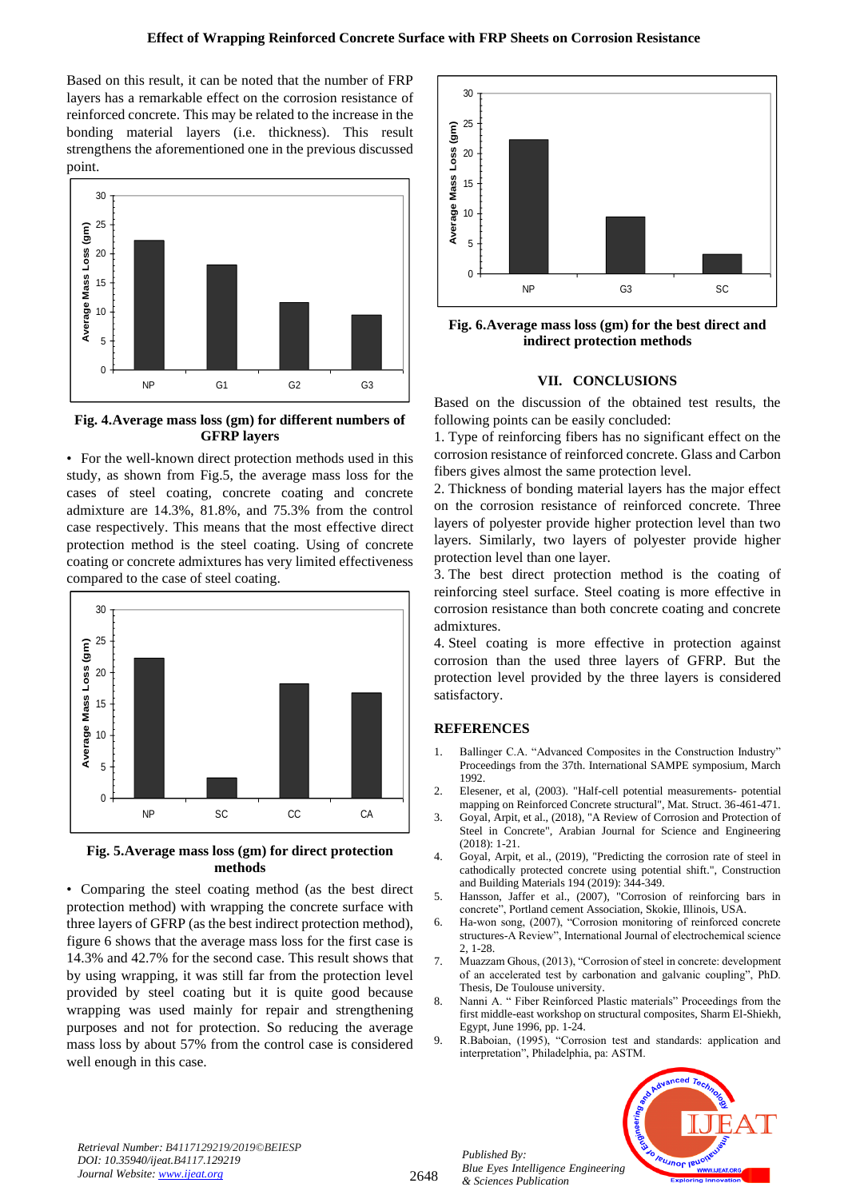Based on this result, it can be noted that the number of FRP layers has a remarkable effect on the corrosion resistance of reinforced concrete. This may be related to the increase in the bonding material layers (i.e. thickness). This result strengthens the aforementioned one in the previous discussed point.

Average Mass Loss (gm)
30
25
20
15
10
5
0
NP
G1
G2
G3

**Fig. 4.Average mass loss (gm) for different numbers of GFRP layers**

- For the well-known direct protection methods used in this study, as shown from Fig.5, the average mass loss for the cases of steel coating, concrete coating and concrete admixture are 14.3%, 81.8%, and 75.3% from the control case respectively. This means that the most effective direct protection method is the steel coating. Using of concrete coating or concrete admixtures has very limited effectiveness compared to the case of steel coating.

Average Mass Loss (gm)
30
25
20
15
10
5
0
NP
SC
CC
CA

**Fig. 5.Average mass loss (gm) for direct protection methods**

- Comparing the steel coating method (as the best direct protection method) with wrapping the concrete surface with three layers of GFRP (as the best indirect protection method), figure 6 shows that the average mass loss for the first case is 14.3% and 42.7% for the second case. This result shows that by using wrapping, it was still far from the protection level provided by steel coating but it is quite good because wrapping was used mainly for repair and strengthening purposes and not for protection. So reducing the average mass loss by about 57% from the control case is considered well enough in this case.

Average Mass Loss (gm)
30
25
20
15
10
5
0
NP
G3
SC

**Fig. 6.Average mass loss (gm) for the best direct and indirect protection methods**

## VII. CONCLUSIONS

Based on the discussion of the obtained test results, the following points can be easily concluded:

1. Type of reinforcing fibers has no significant effect on the corrosion resistance of reinforced concrete. Glass and Carbon fibers gives almost the same protection level.
2. Thickness of bonding material layers has the major effect on the corrosion resistance of reinforced concrete. Three layers of polyester provide higher protection level than two layers. Similarly, two layers of polyester provide higher protection level than one layer.
3. The best direct protection method is the coating of reinforcing steel surface. Steel coating is more effective in corrosion resistance than both concrete coating and concrete admixtures.
4. Steel coating is more effective in protection against corrosion than the used three layers of GFRP. But the protection level provided by the three layers is considered satisfactory.

## REFERENCES

1. Ballinger C.A. "Advanced Composites in the Construction Industry" Proceedings from the 37th. International SAMPE symposium, March 1992.
2. Elesener, et al, (2003). "Half-cell potential measurements- potential mapping on Reinforced Concrete structural", Mat. Struct. 36-461-471.
3. Goyal, Arpit, et al., (2018), "A Review of Corrosion and Protection of Steel in Concrete", Arabian Journal for Science and Engineering (2018): 1-21.
4. Goyal, Arpit, et al., (2019), "Predicting the corrosion rate of steel in cathodically protected concrete using potential shift.", Construction and Building Materials 194 (2019): 344-349.
5. Hansson, Jaffer et al., (2007), "Corrosion of reinforcing bars in concrete", Portland cement Association, Skokie, Illinois, USA.
6. Ha-won song, (2007), "Corrosion monitoring of reinforced concrete structures-A Review", International Journal of electrochemical science 2, 1-28.
7. Muazzam Ghous, (2013), "Corrosion of steel in concrete: development of an accelerated test by carbonation and galvanic coupling", PhD. Thesis, De Toulouse university.
8. Nanni A. " Fiber Reinforced Plastic materials" Proceedings from the first middle-east workshop on structural composites, Sharm El-Shiekh, Egypt, June 1996, pp. 1-24.
9. R.Baboian, (1995), "Corrosion test and standards: application and interpretation", Philadelphia, pa: ASTM.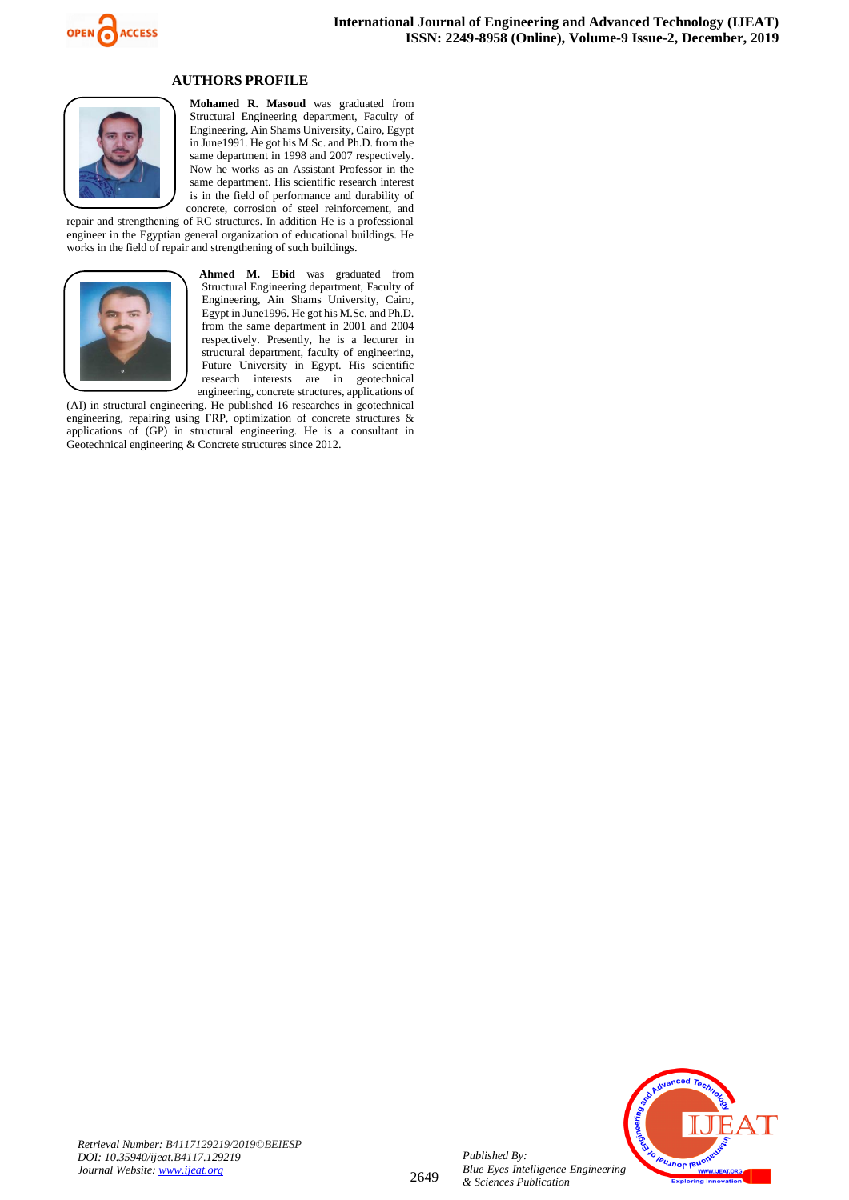## AUTHORS PROFILE

**Mohamed R. Masoud** was graduated from Structural Engineering department, Faculty of Engineering, Ain Shams University, Cairo, Egypt in June1991. He got his M.Sc. and Ph.D. from the same department in 1998 and 2007 respectively. Now he works as an Assistant Professor in the same department. His scientific research interest is in the field of performance and durability of concrete, corrosion of steel reinforcement, and repair and strengthening of RC structures. In addition He is a professional engineer in the Egyptian general organization of educational buildings. He works in the field of repair and strengthening of such buildings.

**Ahmed M. Ebid** was graduated from Structural Engineering department, Faculty of Engineering, Ain Shams University, Cairo, Egypt in June1996. He got his M.Sc. and Ph.D. from the same department in 2001 and 2004 respectively. Presently, he is a lecturer in structural department, faculty of engineering, Future University in Egypt. His scientific research interests are in geotechnical engineering, concrete structures, applications of (AI) in structural engineering. He published 16 researches in geotechnical engineering, repairing using FRP, optimization of concrete structures & applications of (GP) in structural engineering. He is a consultant in Geotechnical engineering & Concrete structures since 2012.